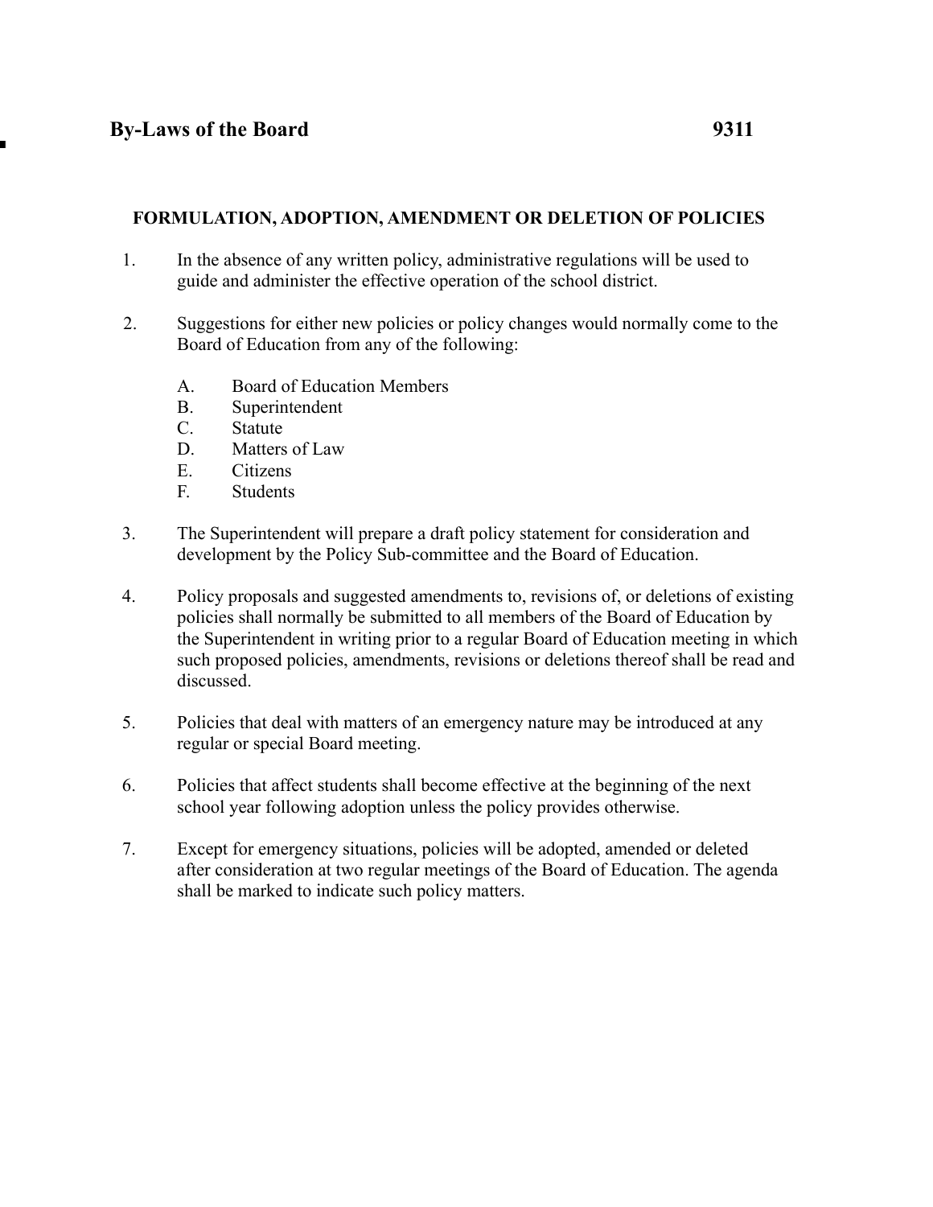# By-Laws of the Board 9311

## FORMULATION, ADOPTION, AMENDMENT OR DELETION OF POLICIES

1. In the absence of any written policy, administrative regulations will be used to guide and administer the effective operation of the school district.

2. Suggestions for either new policies or policy changes would normally come to the Board of Education from any of the following:

   A. Board of Education Members
   B. Superintendent
   C. Statute
   D. Matters of Law
   E. Citizens
   F. Students

3. The Superintendent will prepare a draft policy statement for consideration and development by the Policy Sub-committee and the Board of Education.

4. Policy proposals and suggested amendments to, revisions of, or deletions of existing policies shall normally be submitted to all members of the Board of Education by the Superintendent in writing prior to a regular Board of Education meeting in which such proposed policies, amendments, revisions or deletions thereof shall be read and discussed.

5. Policies that deal with matters of an emergency nature may be introduced at any regular or special Board meeting.

6. Policies that affect students shall become effective at the beginning of the next school year following adoption unless the policy provides otherwise.

7. Except for emergency situations, policies will be adopted, amended or deleted after consideration at two regular meetings of the Board of Education. The agenda shall be marked to indicate such policy matters.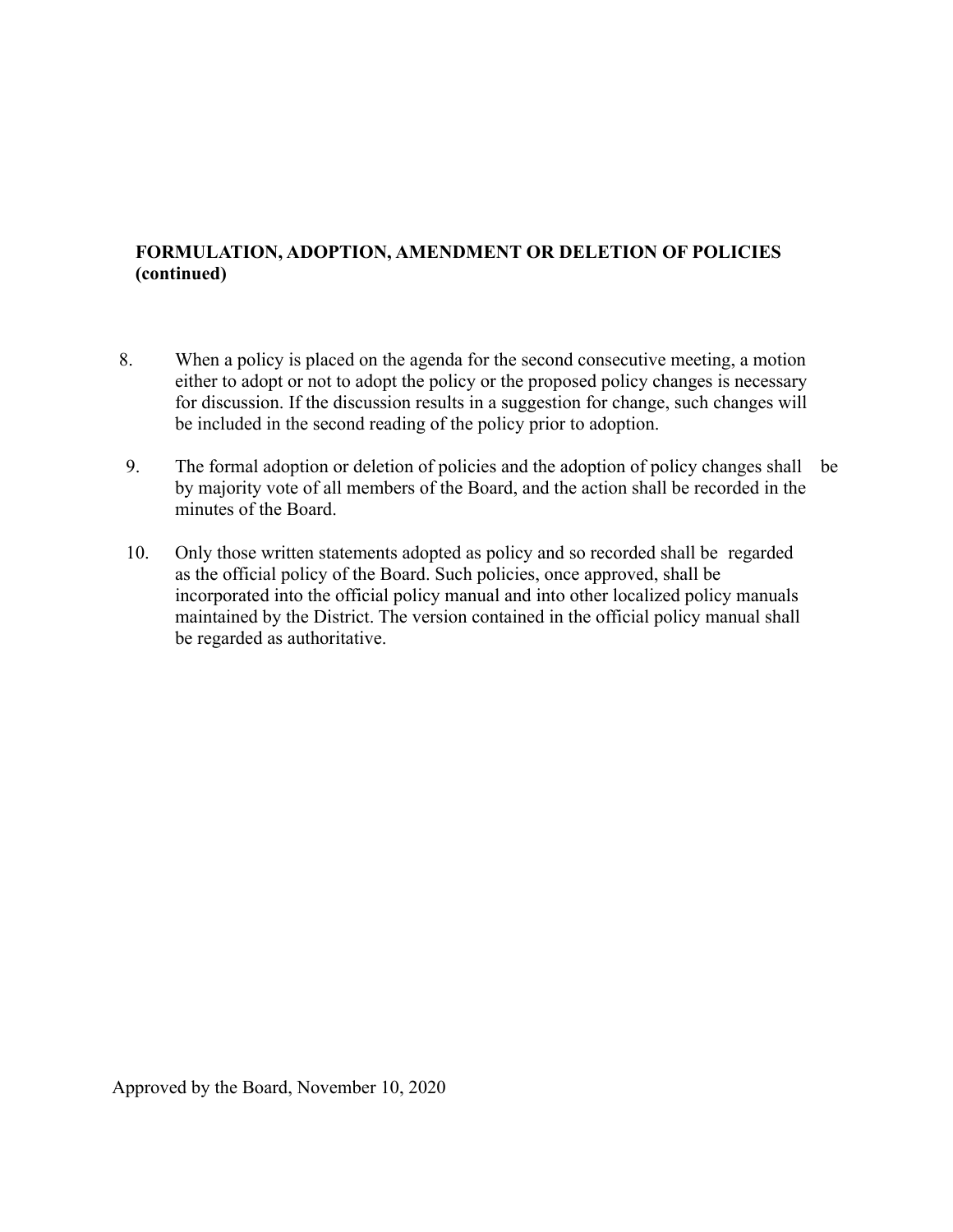**FORMULATION, ADOPTION, AMENDMENT OR DELETION OF POLICIES (continued)**

8. When a policy is placed on the agenda for the second consecutive meeting, a motion either to adopt or not to adopt the policy or the proposed policy changes is necessary for discussion. If the discussion results in a suggestion for change, such changes will be included in the second reading of the policy prior to adoption.

9. The formal adoption or deletion of policies and the adoption of policy changes shall be by majority vote of all members of the Board, and the action shall be recorded in the minutes of the Board.

10. Only those written statements adopted as policy and so recorded shall be regarded as the official policy of the Board. Such policies, once approved, shall be incorporated into the official policy manual and into other localized policy manuals maintained by the District. The version contained in the official policy manual shall be regarded as authoritative.

Approved by the Board, November 10, 2020